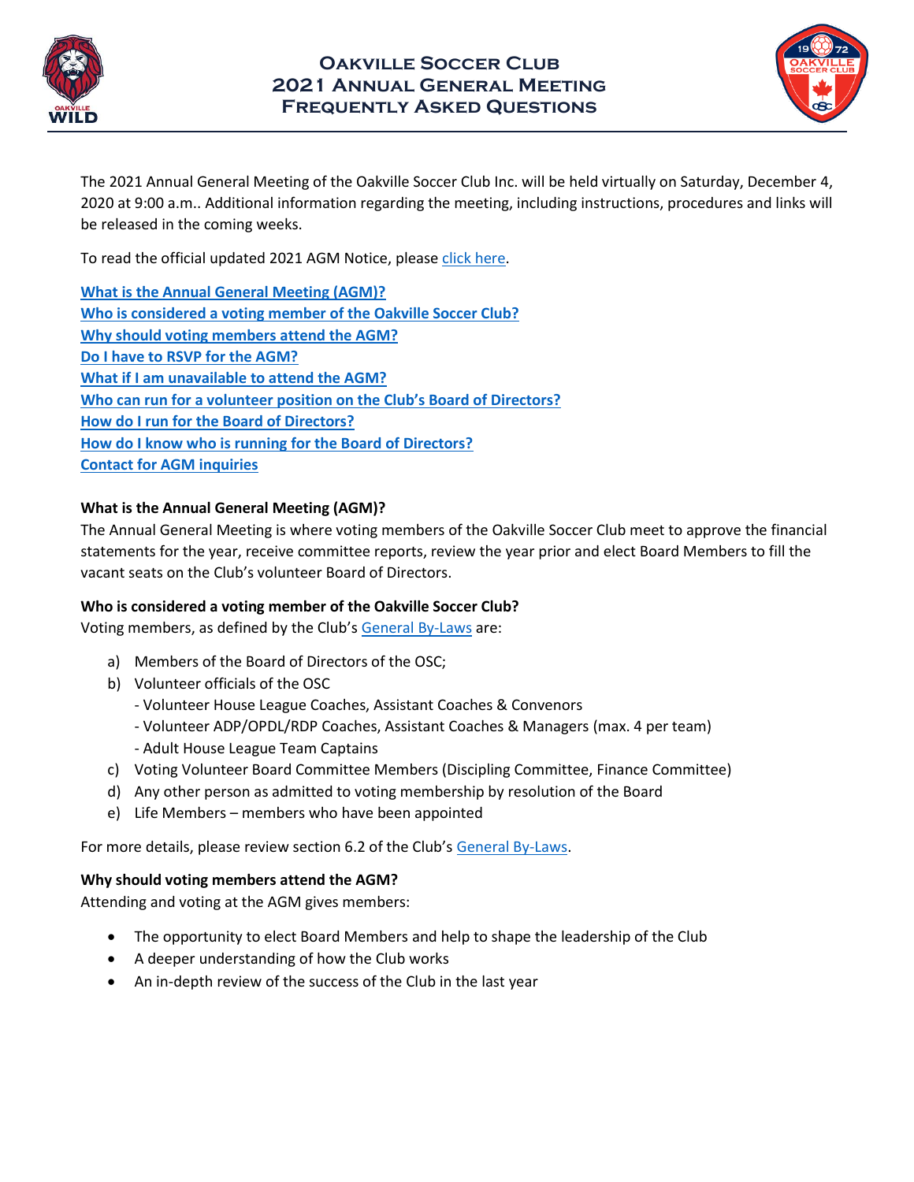# Oakville Soccer Club
## 2021 Annual General Meeting
## Frequently Asked Questions

The 2021 Annual General Meeting of the Oakville Soccer Club Inc. will be held virtually on Saturday, December 4, 2020 at 9:00 a.m.. Additional information regarding the meeting, including instructions, procedures and links will be released in the coming weeks.

To read the official updated 2021 AGM Notice, please [click here](#).

- [What is the Annual General Meeting (AGM)?](#)
- [Who is considered a voting member of the Oakville Soccer Club?](#)
- [Why should voting members attend the AGM?](#)
- [Do I have to RSVP for the AGM?](#)
- [What if I am unavailable to attend the AGM?](#)
- [Who can run for a volunteer position on the Club's Board of Directors?](#)
- [How do I run for the Board of Directors?](#)
- [How do I know who is running for the Board of Directors?](#)
- [Contact for AGM inquiries](#)

**What is the Annual General Meeting (AGM)?**

The Annual General Meeting is where voting members of the Oakville Soccer Club meet to approve the financial statements for the year, receive committee reports, review the year prior and elect Board Members to fill the vacant seats on the Club's volunteer Board of Directors.

**Who is considered a voting member of the Oakville Soccer Club?**

Voting members, as defined by the Club's [General By-Laws](#) are:

a) Members of the Board of Directors of the OSC;
b) Volunteer officials of the OSC
   - Volunteer House League Coaches, Assistant Coaches & Convenors
   - Volunteer ADP/OPDL/RDP Coaches, Assistant Coaches & Managers (max. 4 per team)
   - Adult House League Team Captains
c) Voting Volunteer Board Committee Members (Discipling Committee, Finance Committee)
d) Any other person as admitted to voting membership by resolution of the Board
e) Life Members – members who have been appointed

For more details, please review section 6.2 of the Club's [General By-Laws](#).

**Why should voting members attend the AGM?**

Attending and voting at the AGM gives members:

- The opportunity to elect Board Members and help to shape the leadership of the Club
- A deeper understanding of how the Club works
- An in-depth review of the success of the Club in the last year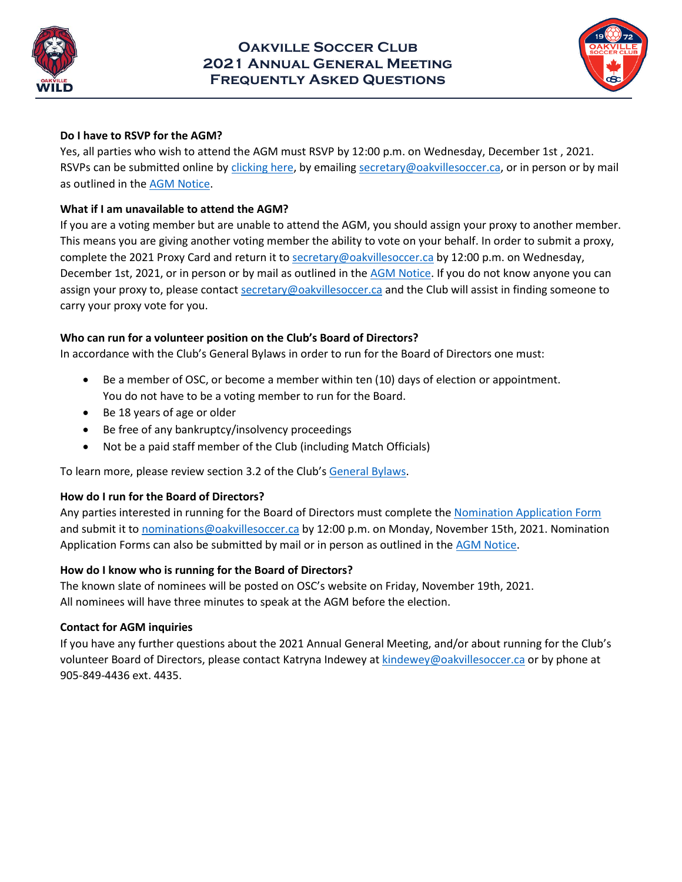# Oakville Soccer Club 2021 Annual General Meeting Frequently Asked Questions

**Do I have to RSVP for the AGM?**

Yes, all parties who wish to attend the AGM must RSVP by 12:00 p.m. on Wednesday, December 1st , 2021. RSVPs can be submitted online by clicking here, by emailing secretary@oakvillesoccer.ca, or in person or by mail as outlined in the AGM Notice.

**What if I am unavailable to attend the AGM?**

If you are a voting member but are unable to attend the AGM, you should assign your proxy to another member. This means you are giving another voting member the ability to vote on your behalf. In order to submit a proxy, complete the 2021 Proxy Card and return it to secretary@oakvillesoccer.ca by 12:00 p.m. on Wednesday, December 1st, 2021, or in person or by mail as outlined in the AGM Notice. If you do not know anyone you can assign your proxy to, please contact secretary@oakvillesoccer.ca and the Club will assist in finding someone to carry your proxy vote for you.

**Who can run for a volunteer position on the Club's Board of Directors?**

In accordance with the Club's General Bylaws in order to run for the Board of Directors one must:

- Be a member of OSC, or become a member within ten (10) days of election or appointment. You do not have to be a voting member to run for the Board.
- Be 18 years of age or older
- Be free of any bankruptcy/insolvency proceedings
- Not be a paid staff member of the Club (including Match Officials)

To learn more, please review section 3.2 of the Club's General Bylaws.

**How do I run for the Board of Directors?**

Any parties interested in running for the Board of Directors must complete the Nomination Application Form and submit it to nominations@oakvillesoccer.ca by 12:00 p.m. on Monday, November 15th, 2021. Nomination Application Forms can also be submitted by mail or in person as outlined in the AGM Notice.

**How do I know who is running for the Board of Directors?**

The known slate of nominees will be posted on OSC's website on Friday, November 19th, 2021.
All nominees will have three minutes to speak at the AGM before the election.

**Contact for AGM inquiries**

If you have any further questions about the 2021 Annual General Meeting, and/or about running for the Club's volunteer Board of Directors, please contact Katryna Indewey at kindewey@oakvillesoccer.ca or by phone at 905-849-4436 ext. 4435.